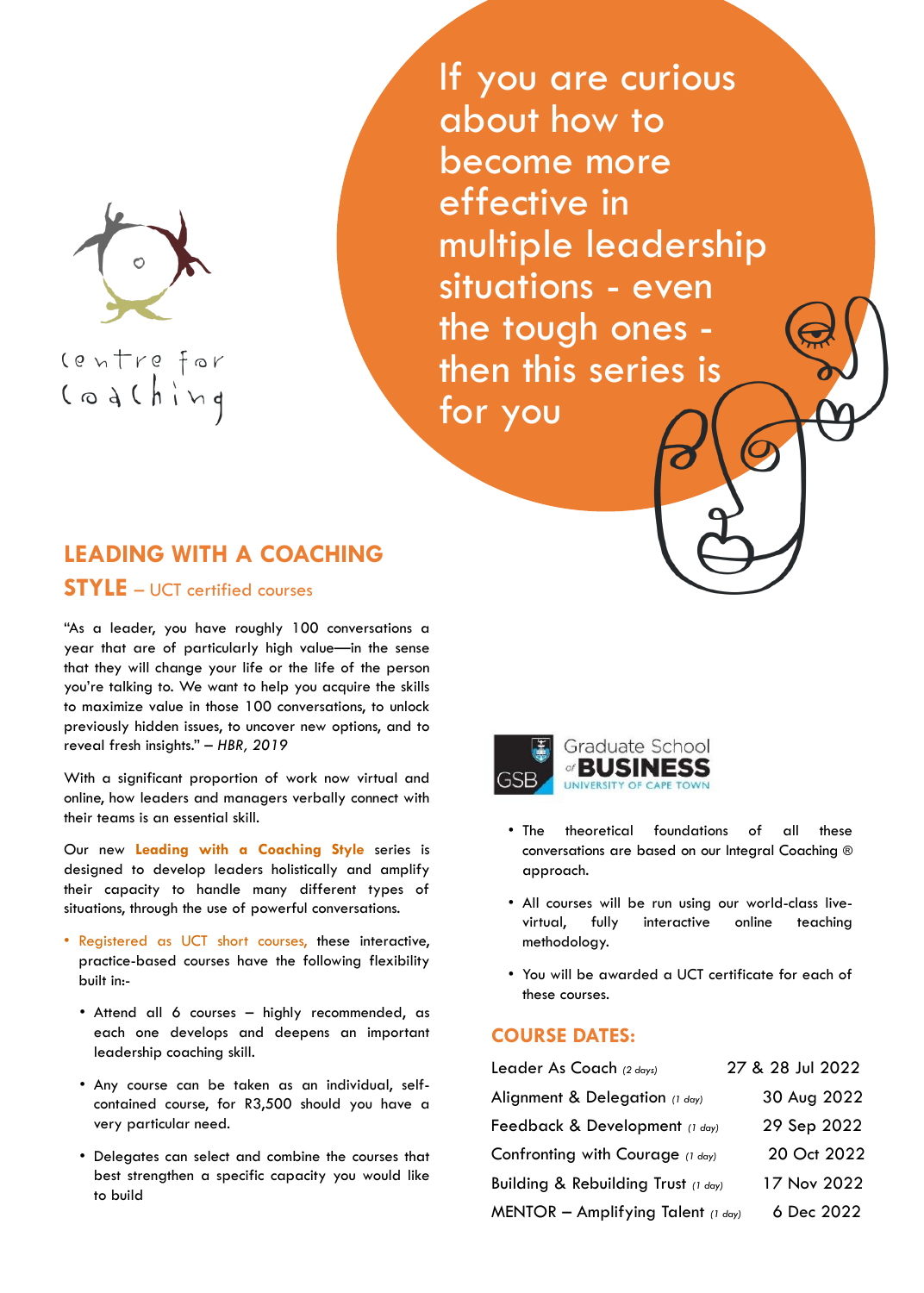centre for coaching

If you are curious about how to become more effective in multiple leadership situations - even the tough ones - then this series is for you

## LEADING WITH A COACHING STYLE – UCT certified courses

"As a leader, you have roughly 100 conversations a year that are of particularly high value—in the sense that they will change your life or the life of the person you're talking to. We want to help you acquire the skills to maximize value in those 100 conversations, to unlock previously hidden issues, to uncover new options, and to reveal fresh insights." – *HBR, 2019*

With a significant proportion of work now virtual and online, how leaders and managers verbally connect with their teams is an essential skill.

Our new **Leading with a Coaching Style** series is designed to develop leaders holistically and amplify their capacity to handle many different types of situations, through the use of powerful conversations.

- Registered as UCT short courses, these interactive, practice-based courses have the following flexibility built in:-
  - Attend all 6 courses – highly recommended, as each one develops and deepens an important leadership coaching skill.
  - Any course can be taken as an individual, self-contained course, for R3,500 should you have a very particular need.
  - Delegates can select and combine the courses that best strengthen a specific capacity you would like to build

GSB Graduate School of BUSINESS UNIVERSITY OF CAPE TOWN

- The theoretical foundations of all these conversations are based on our Integral Coaching ® approach.
- All courses will be run using our world-class live-virtual, fully interactive online teaching methodology.
- You will be awarded a UCT certificate for each of these courses.

## COURSE DATES:

| | |
|---|---|
| Leader As Coach *(2 days)* | 27 & 28 Jul 2022 |
| Alignment & Delegation *(1 day)* | 30 Aug 2022 |
| Feedback & Development *(1 day)* | 29 Sep 2022 |
| Confronting with Courage *(1 day)* | 20 Oct 2022 |
| Building & Rebuilding Trust *(1 day)* | 17 Nov 2022 |
| MENTOR – Amplifying Talent *(1 day)* | 6 Dec 2022 |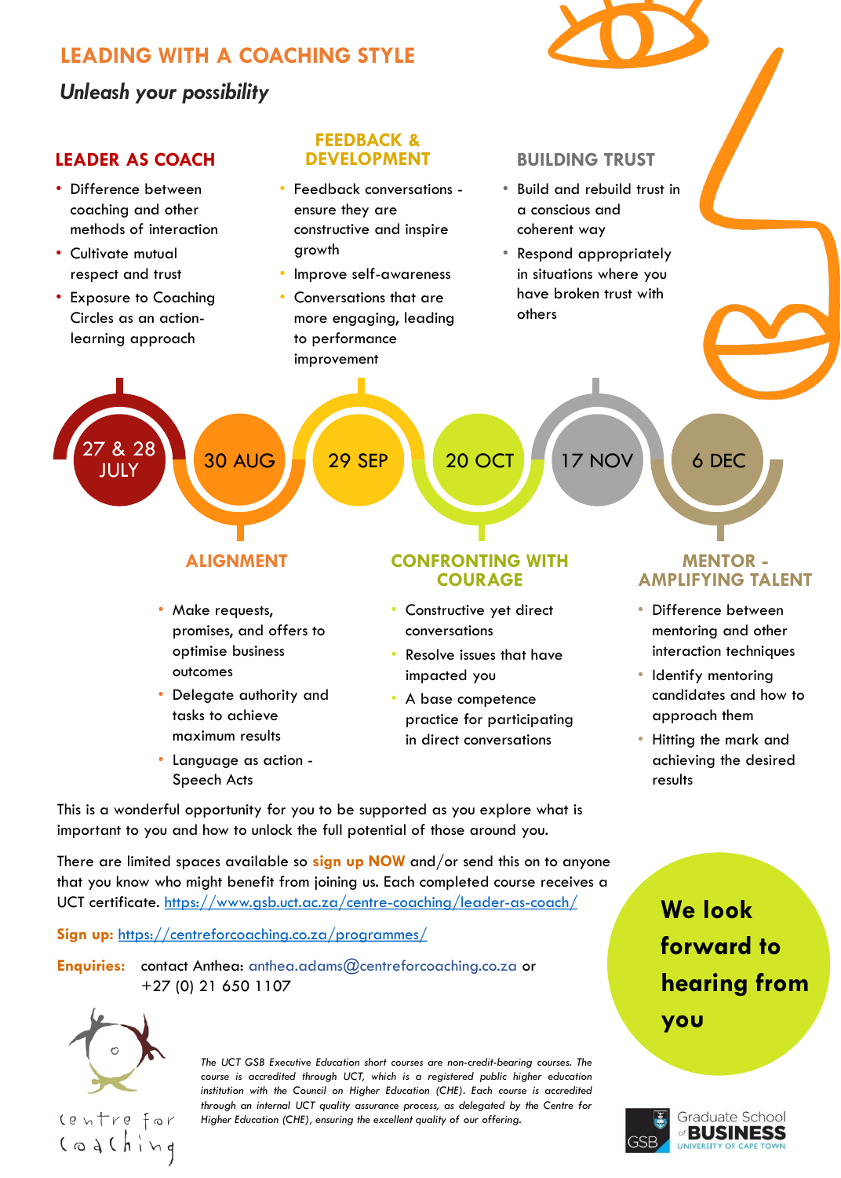# LEADING WITH A COACHING STYLE

*Unleash your possibility*

## LEADER AS COACH

- Difference between coaching and other methods of interaction
- Cultivate mutual respect and trust
- Exposure to Coaching Circles as an action-learning approach

## FEEDBACK & DEVELOPMENT

- Feedback conversations - ensure they are constructive and inspire growth
- Improve self-awareness
- Conversations that are more engaging, leading to performance improvement

## BUILDING TRUST

- Build and rebuild trust in a conscious and coherent way
- Respond appropriately in situations where you have broken trust with others

27 & 28 JULY

30 AUG

29 SEP

20 OCT

17 NOV

6 DEC

## ALIGNMENT

- Make requests, promises, and offers to optimise business outcomes
- Delegate authority and tasks to achieve maximum results
- Language as action - Speech Acts

## CONFRONTING WITH COURAGE

- Constructive yet direct conversations
- Resolve issues that have impacted you
- A base competence practice for participating in direct conversations

## MENTOR - AMPLIFYING TALENT

- Difference between mentoring and other interaction techniques
- Identify mentoring candidates and how to approach them
- Hitting the mark and achieving the desired results

This is a wonderful opportunity for you to be supported as you explore what is important to you and how to unlock the full potential of those around you.

There are limited spaces available so **sign up NOW** and/or send this on to anyone that you know who might benefit from joining us. Each completed course receives a UCT certificate. https://www.gsb.uct.ac.za/centre-coaching/leader-as-coach/

**Sign up:** https://centreforcoaching.co.za/programmes/

**Enquiries:** contact Anthea: anthea.adams@centreforcoaching.co.za or +27 (0) 21 650 1107

**We look forward to hearing from you**

centre for coaching

*The UCT GSB Executive Education short courses are non-credit-bearing courses. The course is accredited through UCT, which is a registered public higher education institution with the Council on Higher Education (CHE). Each course is accredited through an internal UCT quality assurance process, as delegated by the Centre for Higher Education (CHE), ensuring the excellent quality of our offering.*

GSB Graduate School of BUSINESS UNIVERSITY OF CAPE TOWN